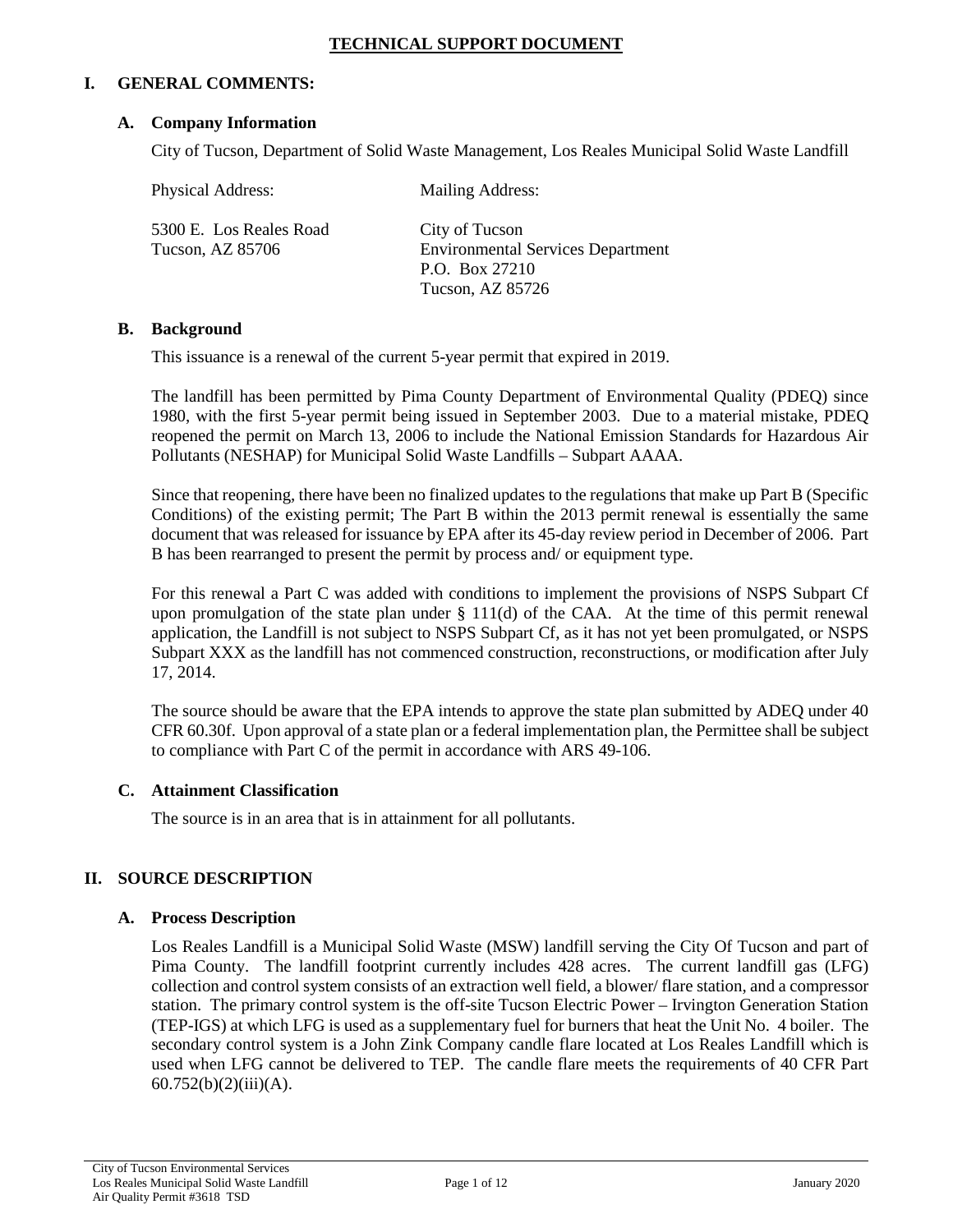# TECHNICAL SUPPORT DOCUMENT

## I. GENERAL COMMENTS:

### A. Company Information

City of Tucson, Department of Solid Waste Management, Los Reales Municipal Solid Waste Landfill

| Physical Address: | Mailing Address: |
|---|---|
| 5300 E. Los Reales Road<br>Tucson, AZ 85706 | City of Tucson<br>Environmental Services Department<br>P.O. Box 27210<br>Tucson, AZ 85726 |

### B. Background

This issuance is a renewal of the current 5-year permit that expired in 2019.

The landfill has been permitted by Pima County Department of Environmental Quality (PDEQ) since 1980, with the first 5-year permit being issued in September 2003. Due to a material mistake, PDEQ reopened the permit on March 13, 2006 to include the National Emission Standards for Hazardous Air Pollutants (NESHAP) for Municipal Solid Waste Landfills – Subpart AAAA.

Since that reopening, there have been no finalized updates to the regulations that make up Part B (Specific Conditions) of the existing permit; The Part B within the 2013 permit renewal is essentially the same document that was released for issuance by EPA after its 45-day review period in December of 2006. Part B has been rearranged to present the permit by process and/ or equipment type.

For this renewal a Part C was added with conditions to implement the provisions of NSPS Subpart Cf upon promulgation of the state plan under § 111(d) of the CAA. At the time of this permit renewal application, the Landfill is not subject to NSPS Subpart Cf, as it has not yet been promulgated, or NSPS Subpart XXX as the landfill has not commenced construction, reconstructions, or modification after July 17, 2014.

The source should be aware that the EPA intends to approve the state plan submitted by ADEQ under 40 CFR 60.30f. Upon approval of a state plan or a federal implementation plan, the Permittee shall be subject to compliance with Part C of the permit in accordance with ARS 49-106.

### C. Attainment Classification

The source is in an area that is in attainment for all pollutants.

## II. SOURCE DESCRIPTION

### A. Process Description

Los Reales Landfill is a Municipal Solid Waste (MSW) landfill serving the City Of Tucson and part of Pima County. The landfill footprint currently includes 428 acres. The current landfill gas (LFG) collection and control system consists of an extraction well field, a blower/ flare station, and a compressor station. The primary control system is the off-site Tucson Electric Power – Irvington Generation Station (TEP-IGS) at which LFG is used as a supplementary fuel for burners that heat the Unit No. 4 boiler. The secondary control system is a John Zink Company candle flare located at Los Reales Landfill which is used when LFG cannot be delivered to TEP. The candle flare meets the requirements of 40 CFR Part 60.752(b)(2)(iii)(A).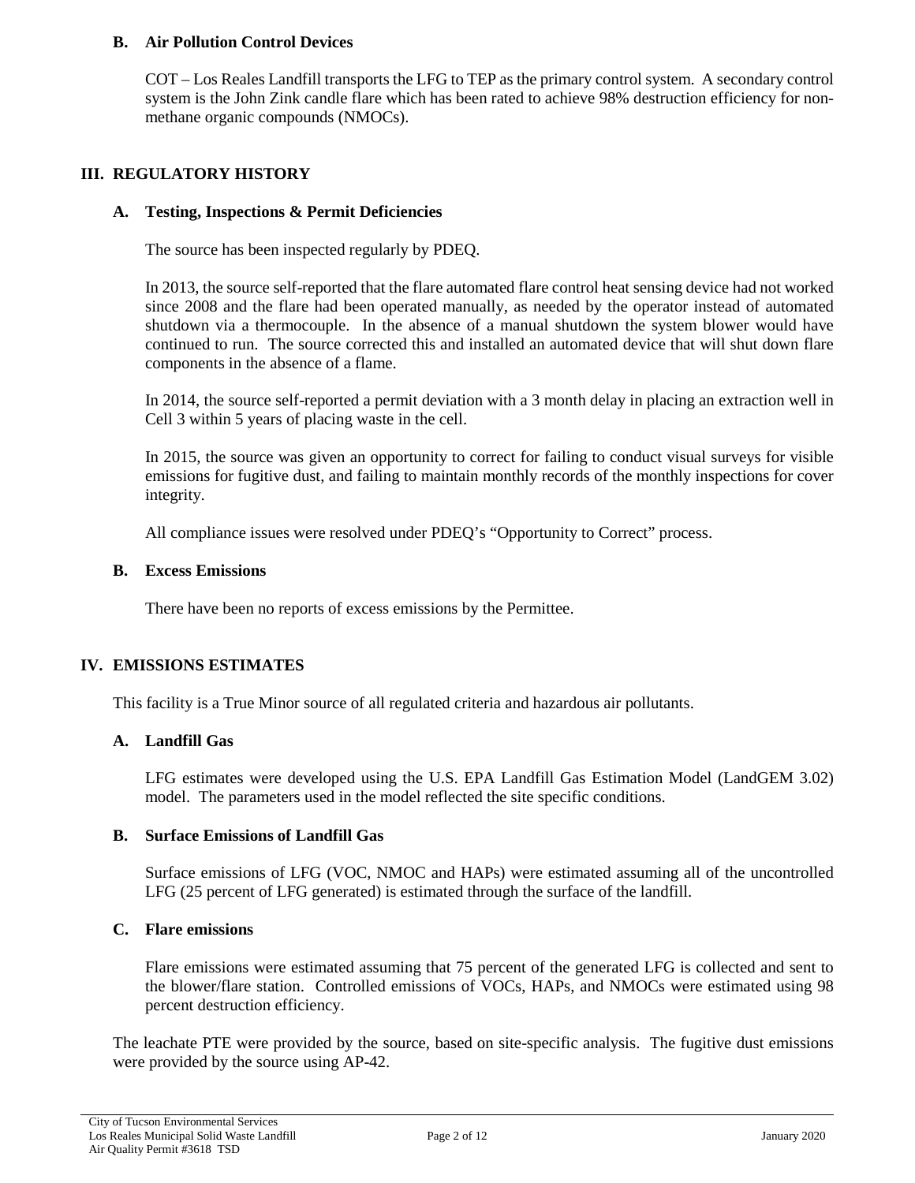### B. Air Pollution Control Devices

COT – Los Reales Landfill transports the LFG to TEP as the primary control system. A secondary control system is the John Zink candle flare which has been rated to achieve 98% destruction efficiency for non-methane organic compounds (NMOCs).

## III. REGULATORY HISTORY

### A. Testing, Inspections & Permit Deficiencies

The source has been inspected regularly by PDEQ.

In 2013, the source self-reported that the flare automated flare control heat sensing device had not worked since 2008 and the flare had been operated manually, as needed by the operator instead of automated shutdown via a thermocouple. In the absence of a manual shutdown the system blower would have continued to run. The source corrected this and installed an automated device that will shut down flare components in the absence of a flame.

In 2014, the source self-reported a permit deviation with a 3 month delay in placing an extraction well in Cell 3 within 5 years of placing waste in the cell.

In 2015, the source was given an opportunity to correct for failing to conduct visual surveys for visible emissions for fugitive dust, and failing to maintain monthly records of the monthly inspections for cover integrity.

All compliance issues were resolved under PDEQ's "Opportunity to Correct" process.

### B. Excess Emissions

There have been no reports of excess emissions by the Permittee.

## IV. EMISSIONS ESTIMATES

This facility is a True Minor source of all regulated criteria and hazardous air pollutants.

### A. Landfill Gas

LFG estimates were developed using the U.S. EPA Landfill Gas Estimation Model (LandGEM 3.02) model. The parameters used in the model reflected the site specific conditions.

### B. Surface Emissions of Landfill Gas

Surface emissions of LFG (VOC, NMOC and HAPs) were estimated assuming all of the uncontrolled LFG (25 percent of LFG generated) is estimated through the surface of the landfill.

### C. Flare emissions

Flare emissions were estimated assuming that 75 percent of the generated LFG is collected and sent to the blower/flare station. Controlled emissions of VOCs, HAPs, and NMOCs were estimated using 98 percent destruction efficiency.

The leachate PTE were provided by the source, based on site-specific analysis. The fugitive dust emissions were provided by the source using AP-42.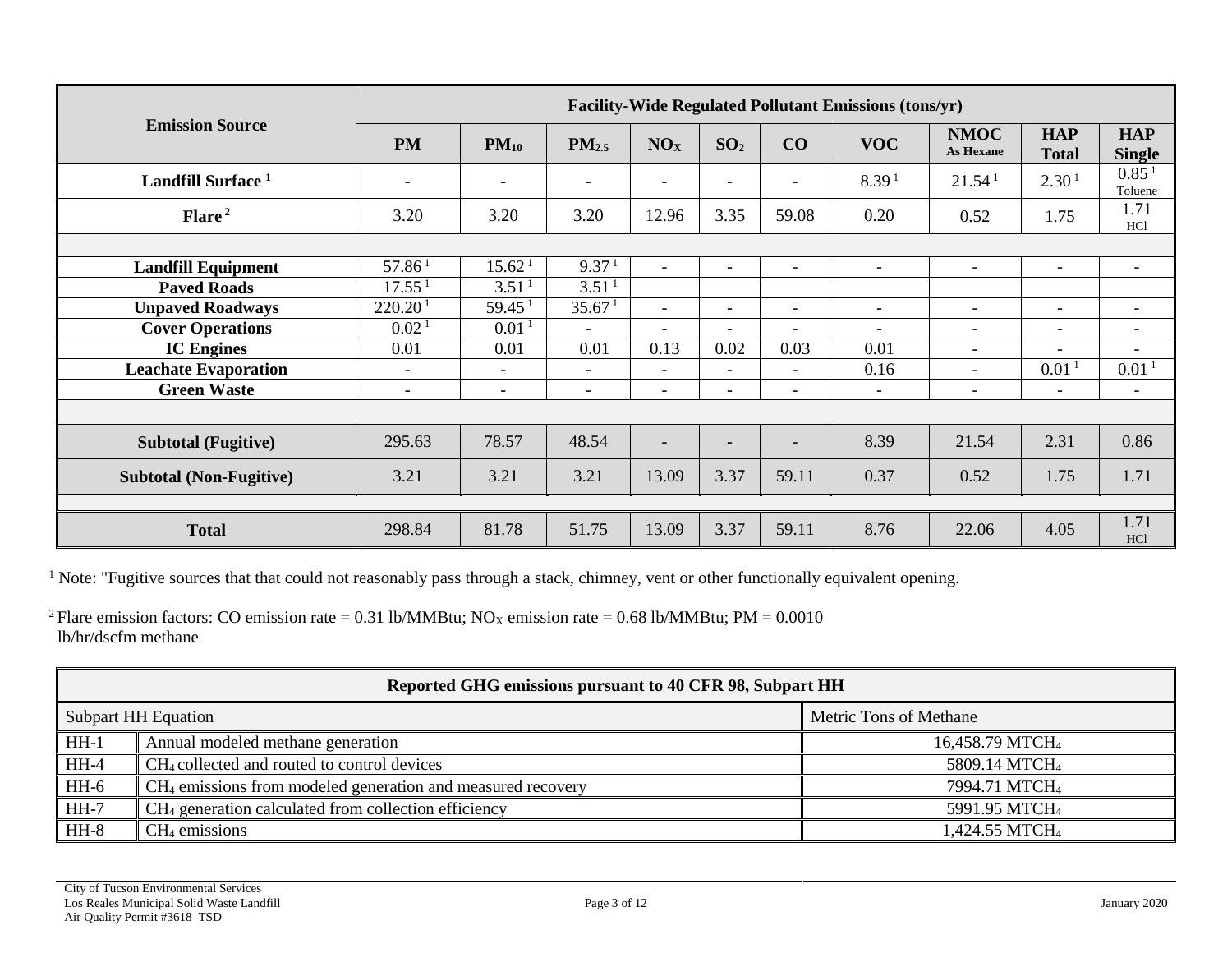| Emission Source | Facility-Wide Regulated Pollutant Emissions (tons/yr) | | | | | | | | | |
|---|---|---|---|---|---|---|---|---|---|---|
| | PM | $PM_{10}$ | $PM_{2.5}$ | $NO_X$ | $SO_2$ | CO | VOC | NMOC As Hexane | HAP Total | HAP Single |
| Landfill Surface [1] | - | - | - | - | - | - | 8.39 [1] | 21.54 [1] | 2.30 [1] | 0.85 [1] Toluene |
| Flare [2] | 3.20 | 3.20 | 3.20 | 12.96 | 3.35 | 59.08 | 0.20 | 0.52 | 1.75 | 1.71 HCl |
| | | | | | | | | | | |
| Landfill Equipment | 57.86 [1] | 15.62 [1] | 9.37 [1] | - | - | - | - | - | - | - |
| Paved Roads | 17.55 [1] | 3.51 [1] | 3.51 [1] | | | | | | | |
| Unpaved Roadways | 220.20 [1] | 59.45 [1] | 35.67 [1] | - | - | - | - | - | - | - |
| Cover Operations | 0.02 [1] | 0.01 [1] | - | - | - | - | - | - | - | - |
| IC Engines | 0.01 | 0.01 | 0.01 | 0.13 | 0.02 | 0.03 | 0.01 | - | - | - |
| Leachate Evaporation | - | - | - | - | - | - | 0.16 | - | 0.01 [1] | 0.01 [1] |
| Green Waste | - | - | - | - | - | - | - | - | - | - |
| | | | | | | | | | | |
| Subtotal (Fugitive) | 295.63 | 78.57 | 48.54 | - | - | - | 8.39 | 21.54 | 2.31 | 0.86 |
| Subtotal (Non-Fugitive) | 3.21 | 3.21 | 3.21 | 13.09 | 3.37 | 59.11 | 0.37 | 0.52 | 1.75 | 1.71 |
| | | | | | | | | | | |
| Total | 298.84 | 81.78 | 51.75 | 13.09 | 3.37 | 59.11 | 8.76 | 22.06 | 4.05 | 1.71 HCl |

[1] Note: "Fugitive sources that that could not reasonably pass through a stack, chimney, vent or other functionally equivalent opening.

[2] Flare emission factors: CO emission rate = 0.31 lb/MMBtu; $NO_X$ emission rate = 0.68 lb/MMBtu; PM = 0.0010 lb/hr/dscfm methane

| Reported GHG emissions pursuant to 40 CFR 98, Subpart HH | | |
|---|---|---|
| Subpart HH Equation | | Metric Tons of Methane |
| HH-1 | Annual modeled methane generation | 16,458.79 $MTCH_4$ |
| HH-4 | $CH_4$ collected and routed to control devices | 5809.14 $MTCH_4$ |
| HH-6 | $CH_4$ emissions from modeled generation and measured recovery | 7994.71 $MTCH_4$ |
| HH-7 | $CH_4$ generation calculated from collection efficiency | 5991.95 $MTCH_4$ |
| HH-8 | $CH_4$ emissions | 1,424.55 $MTCH_4$ |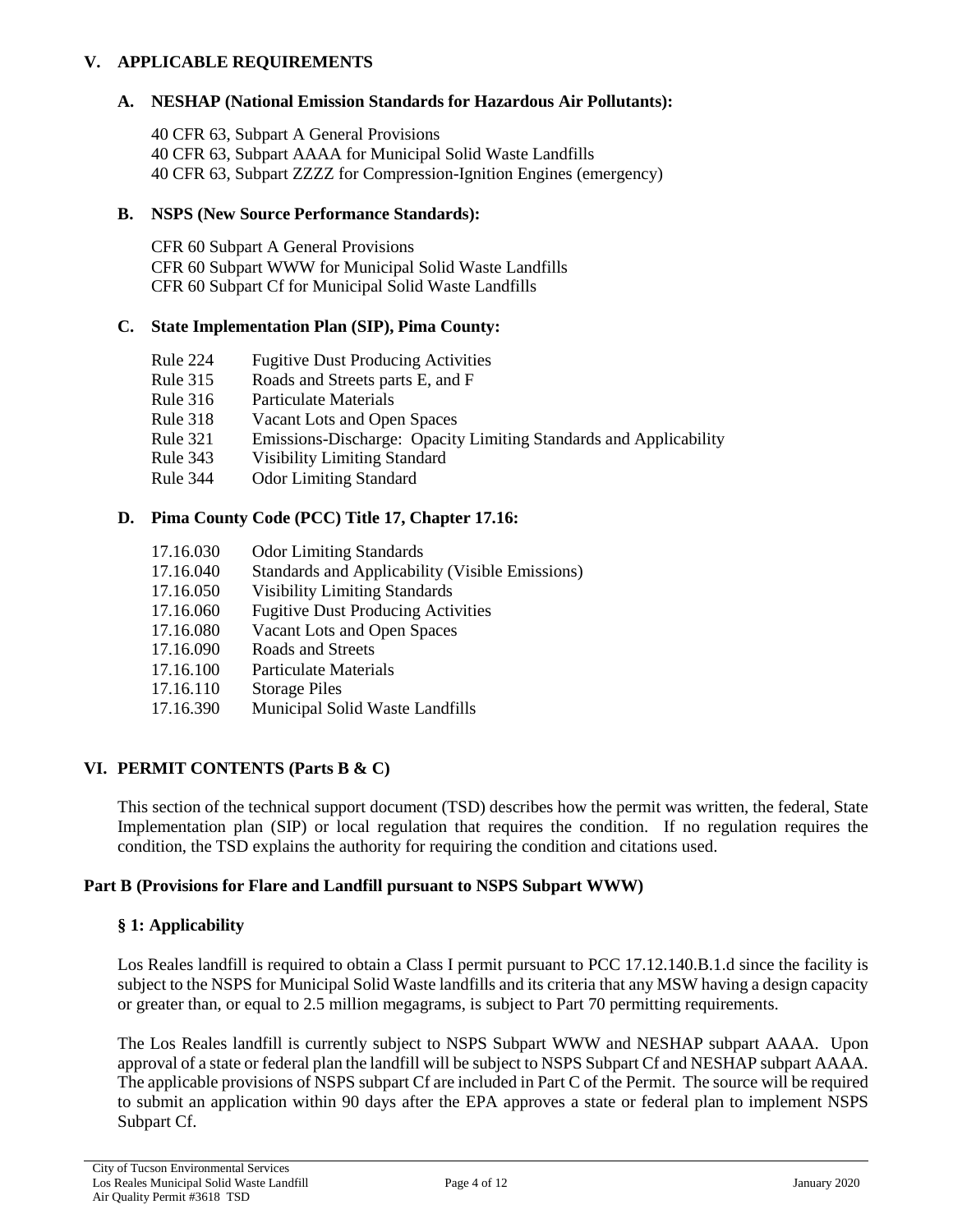## V. APPLICABLE REQUIREMENTS

### A. NESHAP (National Emission Standards for Hazardous Air Pollutants):

40 CFR 63, Subpart A General Provisions
40 CFR 63, Subpart AAAA for Municipal Solid Waste Landfills
40 CFR 63, Subpart ZZZZ for Compression-Ignition Engines (emergency)

### B. NSPS (New Source Performance Standards):

CFR 60 Subpart A General Provisions
CFR 60 Subpart WWW for Municipal Solid Waste Landfills
CFR 60 Subpart Cf for Municipal Solid Waste Landfills

### C. State Implementation Plan (SIP), Pima County:

| | |
|---|---|
| Rule 224 | Fugitive Dust Producing Activities |
| Rule 315 | Roads and Streets parts E, and F |
| Rule 316 | Particulate Materials |
| Rule 318 | Vacant Lots and Open Spaces |
| Rule 321 | Emissions-Discharge: Opacity Limiting Standards and Applicability |
| Rule 343 | Visibility Limiting Standard |
| Rule 344 | Odor Limiting Standard |

### D. Pima County Code (PCC) Title 17, Chapter 17.16:

| | |
|---|---|
| 17.16.030 | Odor Limiting Standards |
| 17.16.040 | Standards and Applicability (Visible Emissions) |
| 17.16.050 | Visibility Limiting Standards |
| 17.16.060 | Fugitive Dust Producing Activities |
| 17.16.080 | Vacant Lots and Open Spaces |
| 17.16.090 | Roads and Streets |
| 17.16.100 | Particulate Materials |
| 17.16.110 | Storage Piles |
| 17.16.390 | Municipal Solid Waste Landfills |

## VI. PERMIT CONTENTS (Parts B & C)

This section of the technical support document (TSD) describes how the permit was written, the federal, State Implementation plan (SIP) or local regulation that requires the condition. If no regulation requires the condition, the TSD explains the authority for requiring the condition and citations used.

### Part B (Provisions for Flare and Landfill pursuant to NSPS Subpart WWW)

#### § 1: Applicability

Los Reales landfill is required to obtain a Class I permit pursuant to PCC 17.12.140.B.1.d since the facility is subject to the NSPS for Municipal Solid Waste landfills and its criteria that any MSW having a design capacity or greater than, or equal to 2.5 million megagrams, is subject to Part 70 permitting requirements.

The Los Reales landfill is currently subject to NSPS Subpart WWW and NESHAP subpart AAAA. Upon approval of a state or federal plan the landfill will be subject to NSPS Subpart Cf and NESHAP subpart AAAA. The applicable provisions of NSPS subpart Cf are included in Part C of the Permit. The source will be required to submit an application within 90 days after the EPA approves a state or federal plan to implement NSPS Subpart Cf.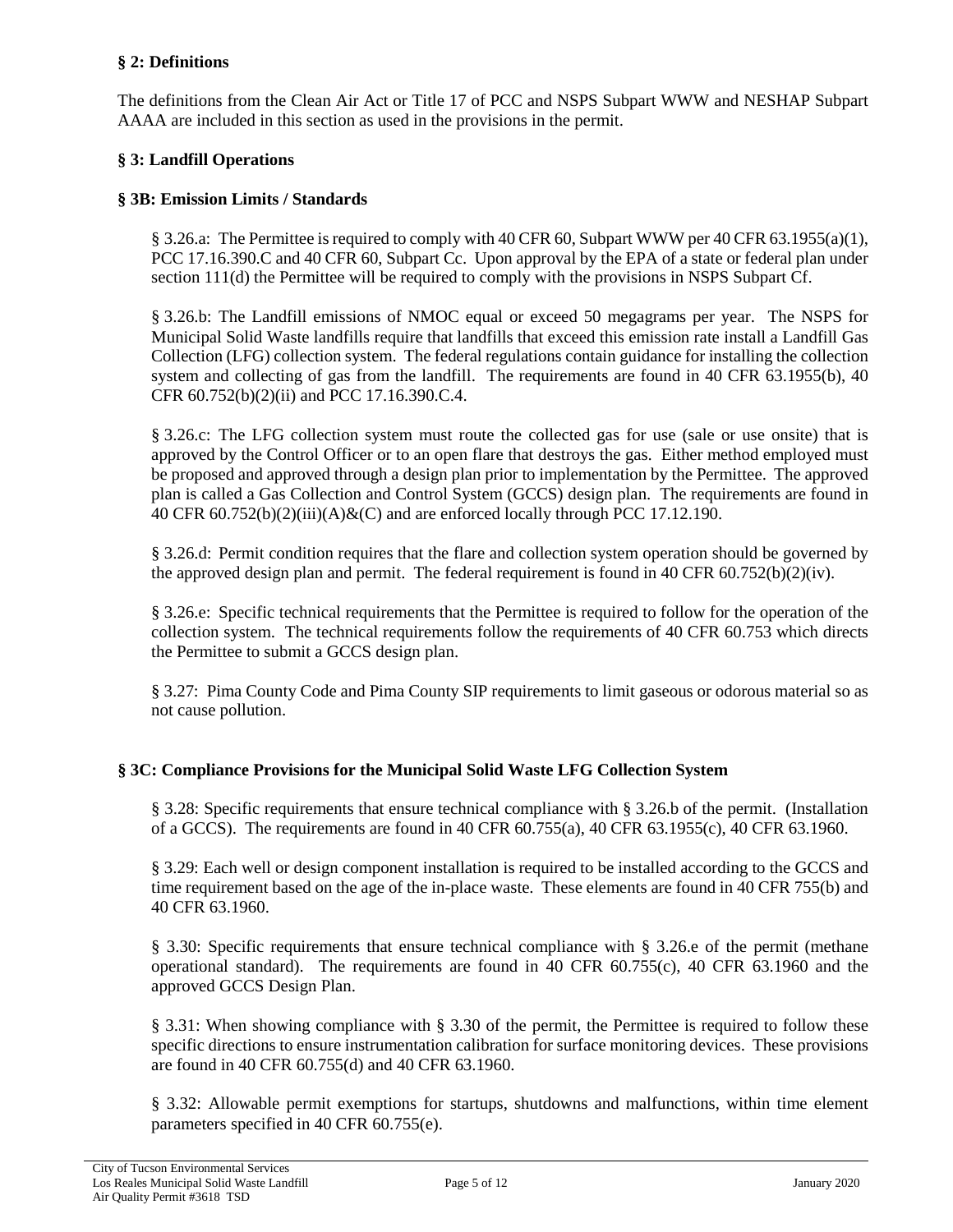### § 2: Definitions

The definitions from the Clean Air Act or Title 17 of PCC and NSPS Subpart WWW and NESHAP Subpart AAAA are included in this section as used in the provisions in the permit.

### § 3: Landfill Operations

### § 3B: Emission Limits / Standards

§ 3.26.a: The Permittee is required to comply with 40 CFR 60, Subpart WWW per 40 CFR 63.1955(a)(1), PCC 17.16.390.C and 40 CFR 60, Subpart Cc. Upon approval by the EPA of a state or federal plan under section 111(d) the Permittee will be required to comply with the provisions in NSPS Subpart Cf.

§ 3.26.b: The Landfill emissions of NMOC equal or exceed 50 megagrams per year. The NSPS for Municipal Solid Waste landfills require that landfills that exceed this emission rate install a Landfill Gas Collection (LFG) collection system. The federal regulations contain guidance for installing the collection system and collecting of gas from the landfill. The requirements are found in 40 CFR 63.1955(b), 40 CFR 60.752(b)(2)(ii) and PCC 17.16.390.C.4.

§ 3.26.c: The LFG collection system must route the collected gas for use (sale or use onsite) that is approved by the Control Officer or to an open flare that destroys the gas. Either method employed must be proposed and approved through a design plan prior to implementation by the Permittee. The approved plan is called a Gas Collection and Control System (GCCS) design plan. The requirements are found in 40 CFR 60.752(b)(2)(iii)(A)&(C) and are enforced locally through PCC 17.12.190.

§ 3.26.d: Permit condition requires that the flare and collection system operation should be governed by the approved design plan and permit. The federal requirement is found in 40 CFR 60.752(b)(2)(iv).

§ 3.26.e: Specific technical requirements that the Permittee is required to follow for the operation of the collection system. The technical requirements follow the requirements of 40 CFR 60.753 which directs the Permittee to submit a GCCS design plan.

§ 3.27: Pima County Code and Pima County SIP requirements to limit gaseous or odorous material so as not cause pollution.

### § 3C: Compliance Provisions for the Municipal Solid Waste LFG Collection System

§ 3.28: Specific requirements that ensure technical compliance with § 3.26.b of the permit. (Installation of a GCCS). The requirements are found in 40 CFR 60.755(a), 40 CFR 63.1955(c), 40 CFR 63.1960.

§ 3.29: Each well or design component installation is required to be installed according to the GCCS and time requirement based on the age of the in-place waste. These elements are found in 40 CFR 755(b) and 40 CFR 63.1960.

§ 3.30: Specific requirements that ensure technical compliance with § 3.26.e of the permit (methane operational standard). The requirements are found in 40 CFR 60.755(c), 40 CFR 63.1960 and the approved GCCS Design Plan.

§ 3.31: When showing compliance with § 3.30 of the permit, the Permittee is required to follow these specific directions to ensure instrumentation calibration for surface monitoring devices. These provisions are found in 40 CFR 60.755(d) and 40 CFR 63.1960.

§ 3.32: Allowable permit exemptions for startups, shutdowns and malfunctions, within time element parameters specified in 40 CFR 60.755(e).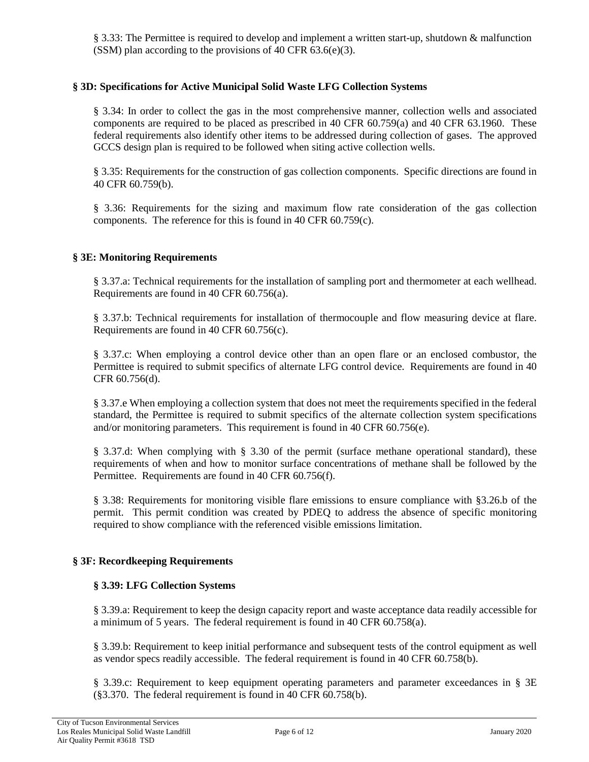§ 3.33: The Permittee is required to develop and implement a written start-up, shutdown & malfunction (SSM) plan according to the provisions of 40 CFR 63.6(e)(3).

### § 3D: Specifications for Active Municipal Solid Waste LFG Collection Systems

§ 3.34: In order to collect the gas in the most comprehensive manner, collection wells and associated components are required to be placed as prescribed in 40 CFR 60.759(a) and 40 CFR 63.1960. These federal requirements also identify other items to be addressed during collection of gases. The approved GCCS design plan is required to be followed when siting active collection wells.

§ 3.35: Requirements for the construction of gas collection components. Specific directions are found in 40 CFR 60.759(b).

§ 3.36: Requirements for the sizing and maximum flow rate consideration of the gas collection components. The reference for this is found in 40 CFR 60.759(c).

### § 3E: Monitoring Requirements

§ 3.37.a: Technical requirements for the installation of sampling port and thermometer at each wellhead. Requirements are found in 40 CFR 60.756(a).

§ 3.37.b: Technical requirements for installation of thermocouple and flow measuring device at flare. Requirements are found in 40 CFR 60.756(c).

§ 3.37.c: When employing a control device other than an open flare or an enclosed combustor, the Permittee is required to submit specifics of alternate LFG control device. Requirements are found in 40 CFR 60.756(d).

§ 3.37.e When employing a collection system that does not meet the requirements specified in the federal standard, the Permittee is required to submit specifics of the alternate collection system specifications and/or monitoring parameters. This requirement is found in 40 CFR 60.756(e).

§ 3.37.d: When complying with § 3.30 of the permit (surface methane operational standard), these requirements of when and how to monitor surface concentrations of methane shall be followed by the Permittee. Requirements are found in 40 CFR 60.756(f).

§ 3.38: Requirements for monitoring visible flare emissions to ensure compliance with §3.26.b of the permit. This permit condition was created by PDEQ to address the absence of specific monitoring required to show compliance with the referenced visible emissions limitation.

### § 3F: Recordkeeping Requirements

#### § 3.39: LFG Collection Systems

§ 3.39.a: Requirement to keep the design capacity report and waste acceptance data readily accessible for a minimum of 5 years. The federal requirement is found in 40 CFR 60.758(a).

§ 3.39.b: Requirement to keep initial performance and subsequent tests of the control equipment as well as vendor specs readily accessible. The federal requirement is found in 40 CFR 60.758(b).

§ 3.39.c: Requirement to keep equipment operating parameters and parameter exceedances in § 3E (§3.370. The federal requirement is found in 40 CFR 60.758(b).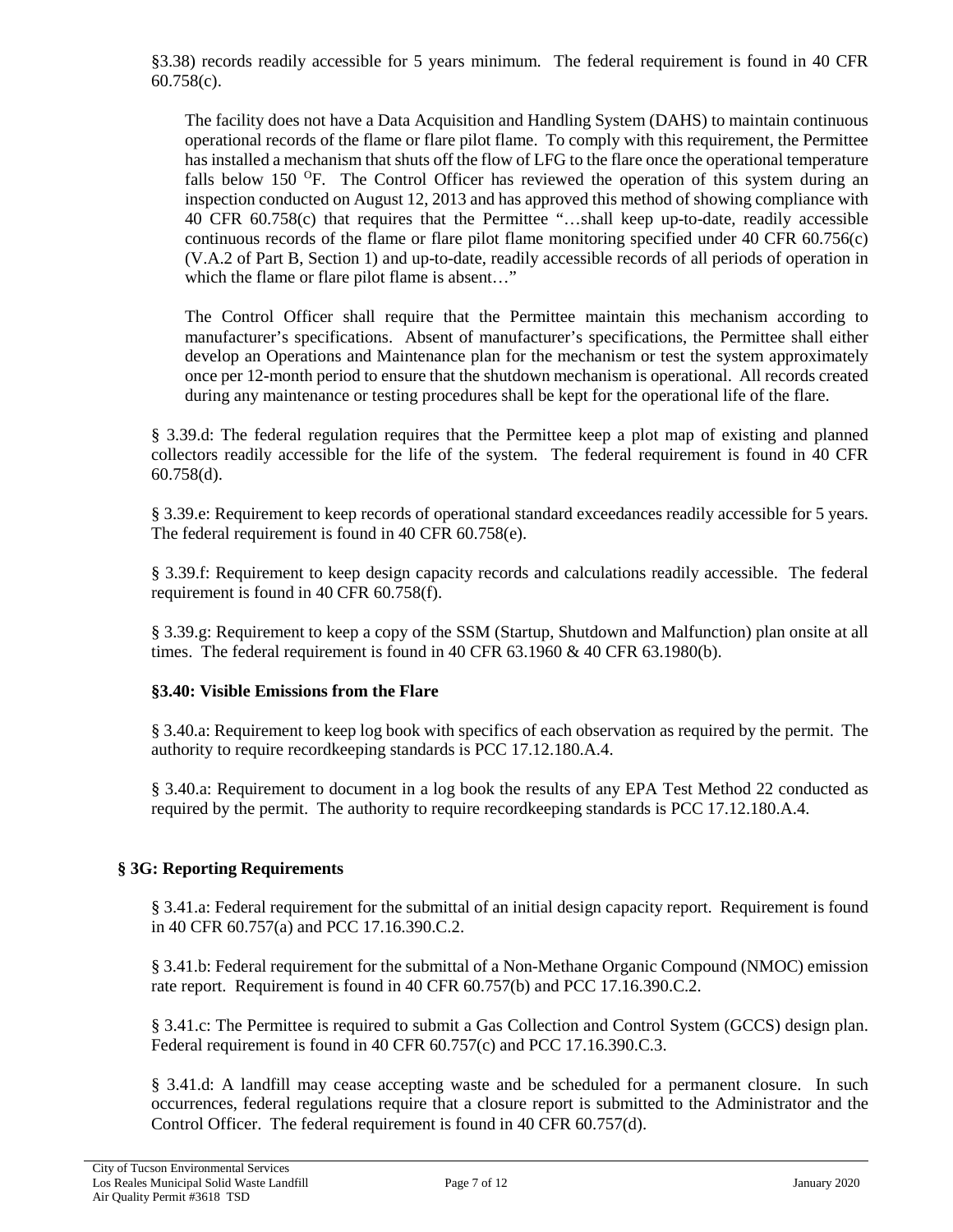§3.38) records readily accessible for 5 years minimum. The federal requirement is found in 40 CFR 60.758(c).

The facility does not have a Data Acquisition and Handling System (DAHS) to maintain continuous operational records of the flame or flare pilot flame. To comply with this requirement, the Permittee has installed a mechanism that shuts off the flow of LFG to the flare once the operational temperature falls below 150 $^{O}$F. The Control Officer has reviewed the operation of this system during an inspection conducted on August 12, 2013 and has approved this method of showing compliance with 40 CFR 60.758(c) that requires that the Permittee "…shall keep up-to-date, readily accessible continuous records of the flame or flare pilot flame monitoring specified under 40 CFR 60.756(c) (V.A.2 of Part B, Section 1) and up-to-date, readily accessible records of all periods of operation in which the flame or flare pilot flame is absent…"

The Control Officer shall require that the Permittee maintain this mechanism according to manufacturer's specifications. Absent of manufacturer's specifications, the Permittee shall either develop an Operations and Maintenance plan for the mechanism or test the system approximately once per 12-month period to ensure that the shutdown mechanism is operational. All records created during any maintenance or testing procedures shall be kept for the operational life of the flare.

§ 3.39.d: The federal regulation requires that the Permittee keep a plot map of existing and planned collectors readily accessible for the life of the system. The federal requirement is found in 40 CFR 60.758(d).

§ 3.39.e: Requirement to keep records of operational standard exceedances readily accessible for 5 years. The federal requirement is found in 40 CFR 60.758(e).

§ 3.39.f: Requirement to keep design capacity records and calculations readily accessible. The federal requirement is found in 40 CFR 60.758(f).

§ 3.39.g: Requirement to keep a copy of the SSM (Startup, Shutdown and Malfunction) plan onsite at all times. The federal requirement is found in 40 CFR 63.1960 & 40 CFR 63.1980(b).

### §3.40: Visible Emissions from the Flare

§ 3.40.a: Requirement to keep log book with specifics of each observation as required by the permit. The authority to require recordkeeping standards is PCC 17.12.180.A.4.

§ 3.40.a: Requirement to document in a log book the results of any EPA Test Method 22 conducted as required by the permit. The authority to require recordkeeping standards is PCC 17.12.180.A.4.

## § 3G: Reporting Requirements

§ 3.41.a: Federal requirement for the submittal of an initial design capacity report. Requirement is found in 40 CFR 60.757(a) and PCC 17.16.390.C.2.

§ 3.41.b: Federal requirement for the submittal of a Non-Methane Organic Compound (NMOC) emission rate report. Requirement is found in 40 CFR 60.757(b) and PCC 17.16.390.C.2.

§ 3.41.c: The Permittee is required to submit a Gas Collection and Control System (GCCS) design plan. Federal requirement is found in 40 CFR 60.757(c) and PCC 17.16.390.C.3.

§ 3.41.d: A landfill may cease accepting waste and be scheduled for a permanent closure. In such occurrences, federal regulations require that a closure report is submitted to the Administrator and the Control Officer. The federal requirement is found in 40 CFR 60.757(d).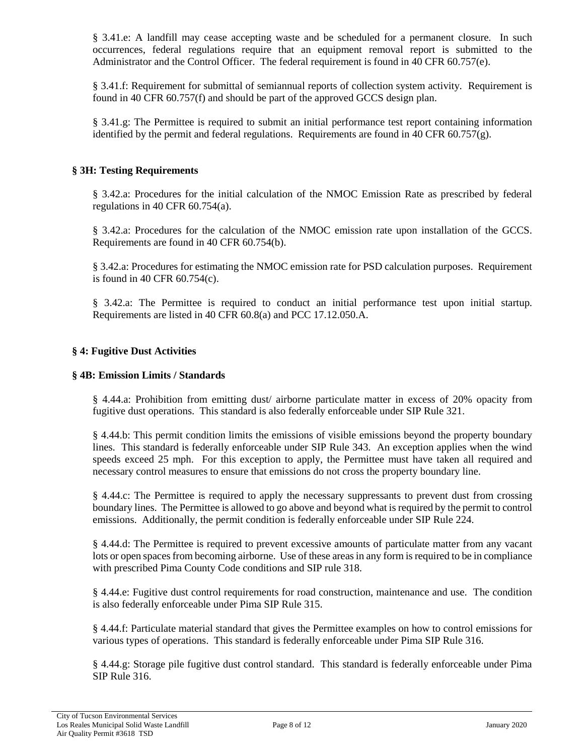§ 3.41.e: A landfill may cease accepting waste and be scheduled for a permanent closure. In such occurrences, federal regulations require that an equipment removal report is submitted to the Administrator and the Control Officer. The federal requirement is found in 40 CFR 60.757(e).

§ 3.41.f: Requirement for submittal of semiannual reports of collection system activity. Requirement is found in 40 CFR 60.757(f) and should be part of the approved GCCS design plan.

§ 3.41.g: The Permittee is required to submit an initial performance test report containing information identified by the permit and federal regulations. Requirements are found in 40 CFR 60.757(g).

### § 3H: Testing Requirements

§ 3.42.a: Procedures for the initial calculation of the NMOC Emission Rate as prescribed by federal regulations in 40 CFR 60.754(a).

§ 3.42.a: Procedures for the calculation of the NMOC emission rate upon installation of the GCCS. Requirements are found in 40 CFR 60.754(b).

§ 3.42.a: Procedures for estimating the NMOC emission rate for PSD calculation purposes. Requirement is found in 40 CFR 60.754(c).

§ 3.42.a: The Permittee is required to conduct an initial performance test upon initial startup. Requirements are listed in 40 CFR 60.8(a) and PCC 17.12.050.A.

## § 4: Fugitive Dust Activities

### § 4B: Emission Limits / Standards

§ 4.44.a: Prohibition from emitting dust/ airborne particulate matter in excess of 20% opacity from fugitive dust operations. This standard is also federally enforceable under SIP Rule 321.

§ 4.44.b: This permit condition limits the emissions of visible emissions beyond the property boundary lines. This standard is federally enforceable under SIP Rule 343. An exception applies when the wind speeds exceed 25 mph. For this exception to apply, the Permittee must have taken all required and necessary control measures to ensure that emissions do not cross the property boundary line.

§ 4.44.c: The Permittee is required to apply the necessary suppressants to prevent dust from crossing boundary lines. The Permittee is allowed to go above and beyond what is required by the permit to control emissions. Additionally, the permit condition is federally enforceable under SIP Rule 224.

§ 4.44.d: The Permittee is required to prevent excessive amounts of particulate matter from any vacant lots or open spaces from becoming airborne. Use of these areas in any form is required to be in compliance with prescribed Pima County Code conditions and SIP rule 318.

§ 4.44.e: Fugitive dust control requirements for road construction, maintenance and use. The condition is also federally enforceable under Pima SIP Rule 315.

§ 4.44.f: Particulate material standard that gives the Permittee examples on how to control emissions for various types of operations. This standard is federally enforceable under Pima SIP Rule 316.

§ 4.44.g: Storage pile fugitive dust control standard. This standard is federally enforceable under Pima SIP Rule 316.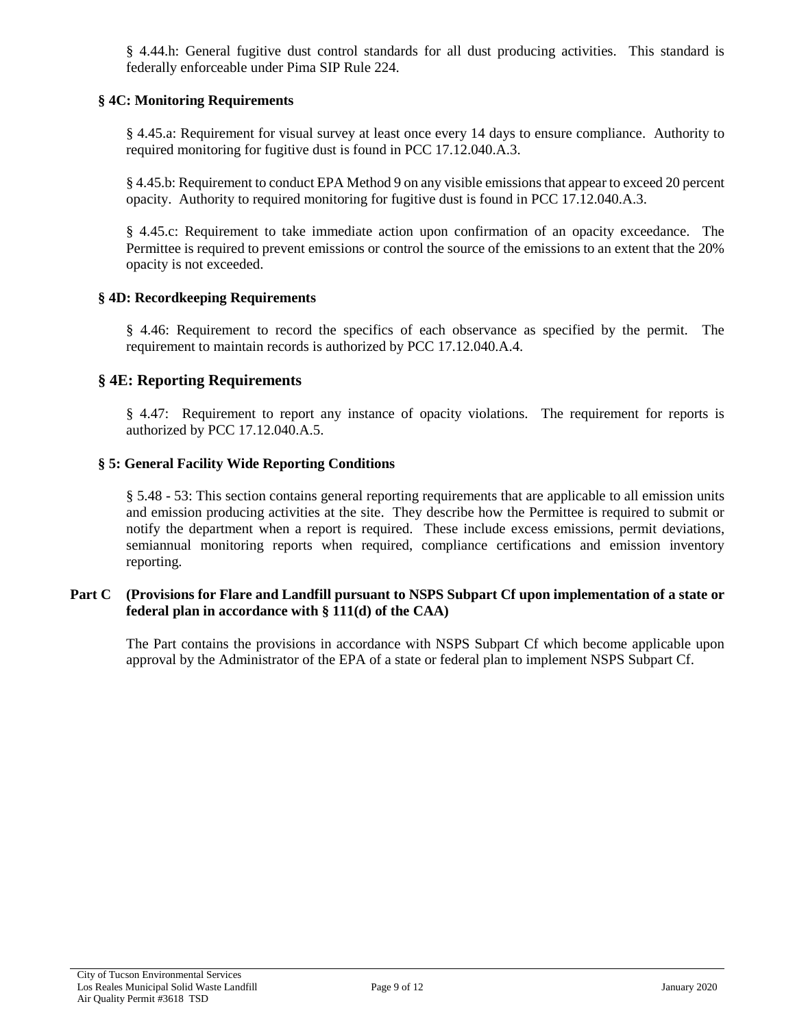§ 4.44.h: General fugitive dust control standards for all dust producing activities. This standard is federally enforceable under Pima SIP Rule 224.

### § 4C: Monitoring Requirements

§ 4.45.a: Requirement for visual survey at least once every 14 days to ensure compliance. Authority to required monitoring for fugitive dust is found in PCC 17.12.040.A.3.

§ 4.45.b: Requirement to conduct EPA Method 9 on any visible emissions that appear to exceed 20 percent opacity. Authority to required monitoring for fugitive dust is found in PCC 17.12.040.A.3.

§ 4.45.c: Requirement to take immediate action upon confirmation of an opacity exceedance. The Permittee is required to prevent emissions or control the source of the emissions to an extent that the 20% opacity is not exceeded.

### § 4D: Recordkeeping Requirements

§ 4.46: Requirement to record the specifics of each observance as specified by the permit. The requirement to maintain records is authorized by PCC 17.12.040.A.4.

## § 4E: Reporting Requirements

§ 4.47: Requirement to report any instance of opacity violations. The requirement for reports is authorized by PCC 17.12.040.A.5.

### § 5: General Facility Wide Reporting Conditions

§ 5.48 - 53: This section contains general reporting requirements that are applicable to all emission units and emission producing activities at the site. They describe how the Permittee is required to submit or notify the department when a report is required. These include excess emissions, permit deviations, semiannual monitoring reports when required, compliance certifications and emission inventory reporting.

### Part C (Provisions for Flare and Landfill pursuant to NSPS Subpart Cf upon implementation of a state or federal plan in accordance with § 111(d) of the CAA)

The Part contains the provisions in accordance with NSPS Subpart Cf which become applicable upon approval by the Administrator of the EPA of a state or federal plan to implement NSPS Subpart Cf.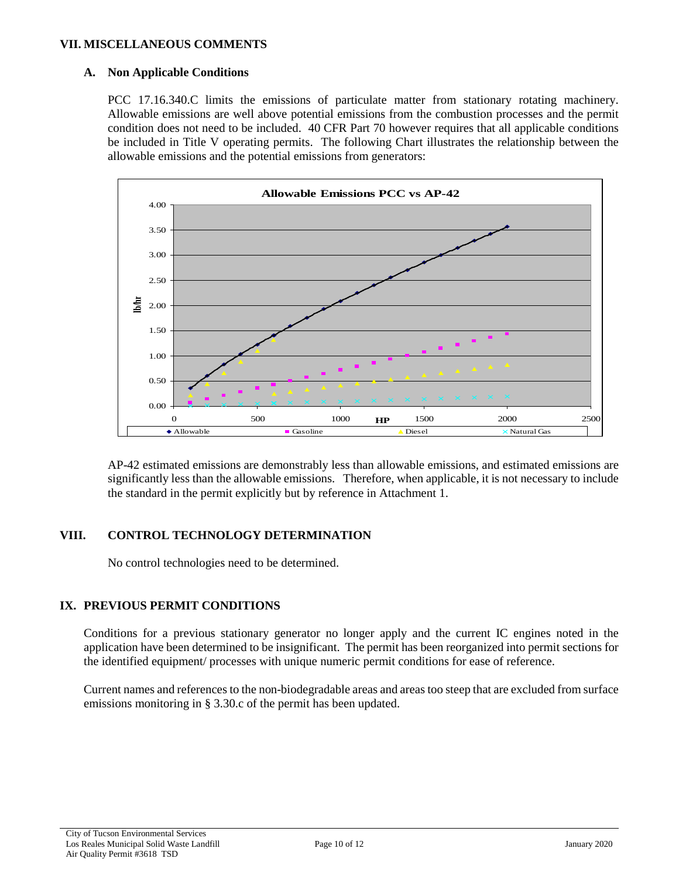## VII. MISCELLANEOUS COMMENTS

### A. Non Applicable Conditions

PCC 17.16.340.C limits the emissions of particulate matter from stationary rotating machinery. Allowable emissions are well above potential emissions from the combustion processes and the permit condition does not need to be included. 40 CFR Part 70 however requires that all applicable conditions be included in Title V operating permits. The following Chart illustrates the relationship between the allowable emissions and the potential emissions from generators:

AP-42 estimated emissions are demonstrably less than allowable emissions, and estimated emissions are significantly less than the allowable emissions. Therefore, when applicable, it is not necessary to include the standard in the permit explicitly but by reference in Attachment 1.

## VIII. CONTROL TECHNOLOGY DETERMINATION

No control technologies need to be determined.

## IX. PREVIOUS PERMIT CONDITIONS

Conditions for a previous stationary generator no longer apply and the current IC engines noted in the application have been determined to be insignificant. The permit has been reorganized into permit sections for the identified equipment/ processes with unique numeric permit conditions for ease of reference.

Current names and references to the non-biodegradable areas and areas too steep that are excluded from surface emissions monitoring in § 3.30.c of the permit has been updated.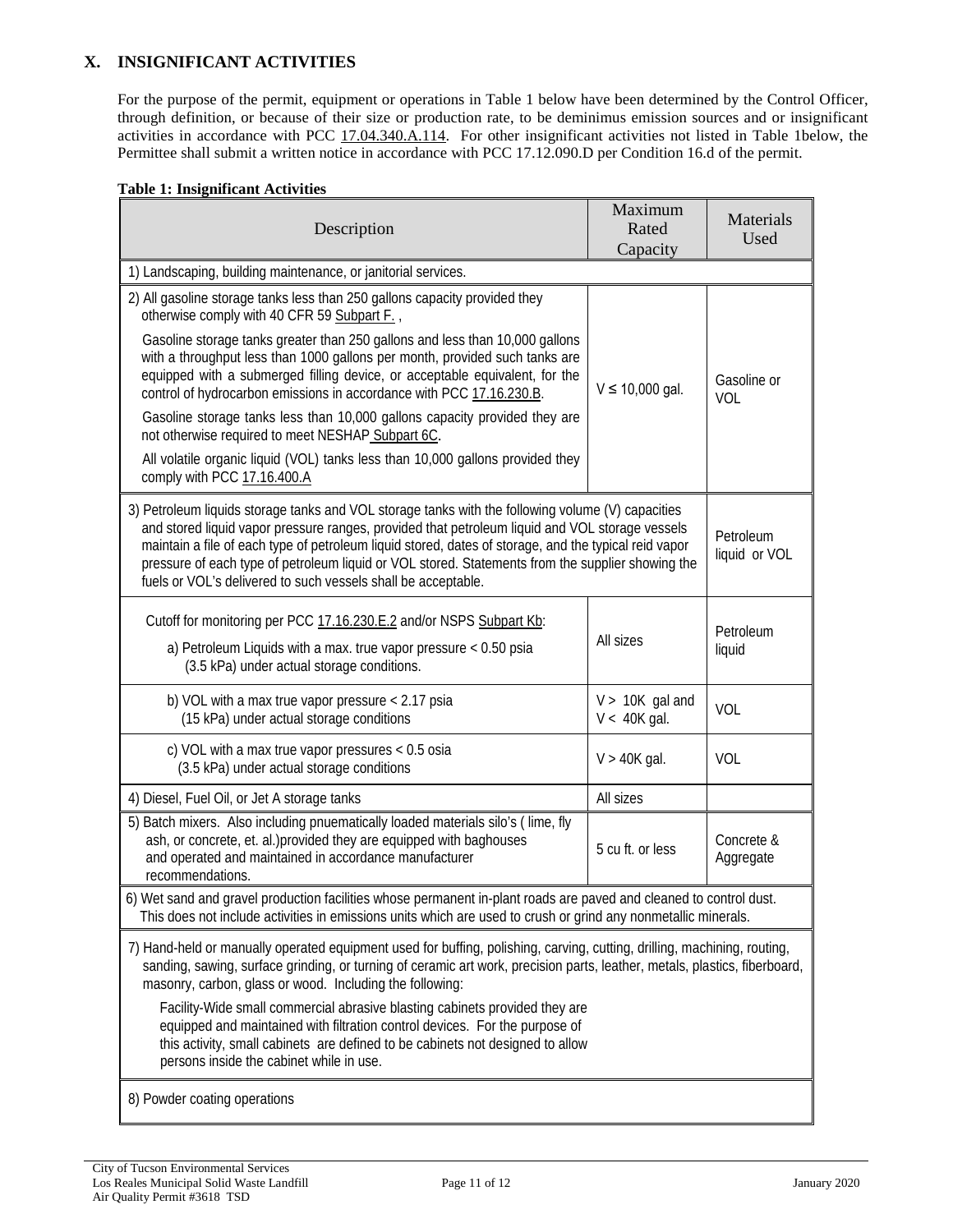## X. INSIGNIFICANT ACTIVITIES

For the purpose of the permit, equipment or operations in Table 1 below have been determined by the Control Officer, through definition, or because of their size or production rate, to be deminimus emission sources and or insignificant activities in accordance with PCC 17.04.340.A.114. For other insignificant activities not listed in Table 1below, the Permittee shall submit a written notice in accordance with PCC 17.12.090.D per Condition 16.d of the permit.

**Table 1: Insignificant Activities**

| Description | Maximum Rated Capacity | Materials Used |
|---|---|---|
| 1) Landscaping, building maintenance, or janitorial services. | | |
| 2) All gasoline storage tanks less than 250 gallons capacity provided they otherwise comply with 40 CFR 59 Subpart F. ,<br>Gasoline storage tanks greater than 250 gallons and less than 10,000 gallons with a throughput less than 1000 gallons per month, provided such tanks are equipped with a submerged filling device, or acceptable equivalent, for the control of hydrocarbon emissions in accordance with PCC 17.16.230.B.<br>Gasoline storage tanks less than 10,000 gallons capacity provided they are not otherwise required to meet NESHAP Subpart 6C.<br>All volatile organic liquid (VOL) tanks less than 10,000 gallons provided they comply with PCC 17.16.400.A | V ≤ 10,000 gal. | Gasoline or VOL |
| 3) Petroleum liquids storage tanks and VOL storage tanks with the following volume (V) capacities and stored liquid vapor pressure ranges, provided that petroleum liquid and VOL storage vessels maintain a file of each type of petroleum liquid stored, dates of storage, and the typical reid vapor pressure of each type of petroleum liquid or VOL stored. Statements from the supplier showing the fuels or VOL's delivered to such vessels shall be acceptable. | | Petroleum liquid or VOL |
| Cutoff for monitoring per PCC 17.16.230.E.2 and/or NSPS Subpart Kb:<br>a) Petroleum Liquids with a max. true vapor pressure < 0.50 psia (3.5 kPa) under actual storage conditions. | All sizes | Petroleum liquid |
| b) VOL with a max true vapor pressure < 2.17 psia (15 kPa) under actual storage conditions | V > 10K gal and V < 40K gal. | VOL |
| c) VOL with a max true vapor pressures < 0.5 osia (3.5 kPa) under actual storage conditions | V > 40K gal. | VOL |
| 4) Diesel, Fuel Oil, or Jet A storage tanks | All sizes | |
| 5) Batch mixers. Also including pnuematically loaded materials silo's ( lime, fly ash, or concrete, et. al.)provided they are equipped with baghouses and operated and maintained in accordance manufacturer recommendations. | 5 cu ft. or less | Concrete & Aggregate |
| 6) Wet sand and gravel production facilities whose permanent in-plant roads are paved and cleaned to control dust. This does not include activities in emissions units which are used to crush or grind any nonmetallic minerals. | | |
| 7) Hand-held or manually operated equipment used for buffing, polishing, carving, cutting, drilling, machining, routing, sanding, sawing, surface grinding, or turning of ceramic art work, precision parts, leather, metals, plastics, fiberboard, masonry, carbon, glass or wood. Including the following:<br>Facility-Wide small commercial abrasive blasting cabinets provided they are equipped and maintained with filtration control devices. For the purpose of this activity, small cabinets are defined to be cabinets not designed to allow persons inside the cabinet while in use. | | |
| 8) Powder coating operations | | |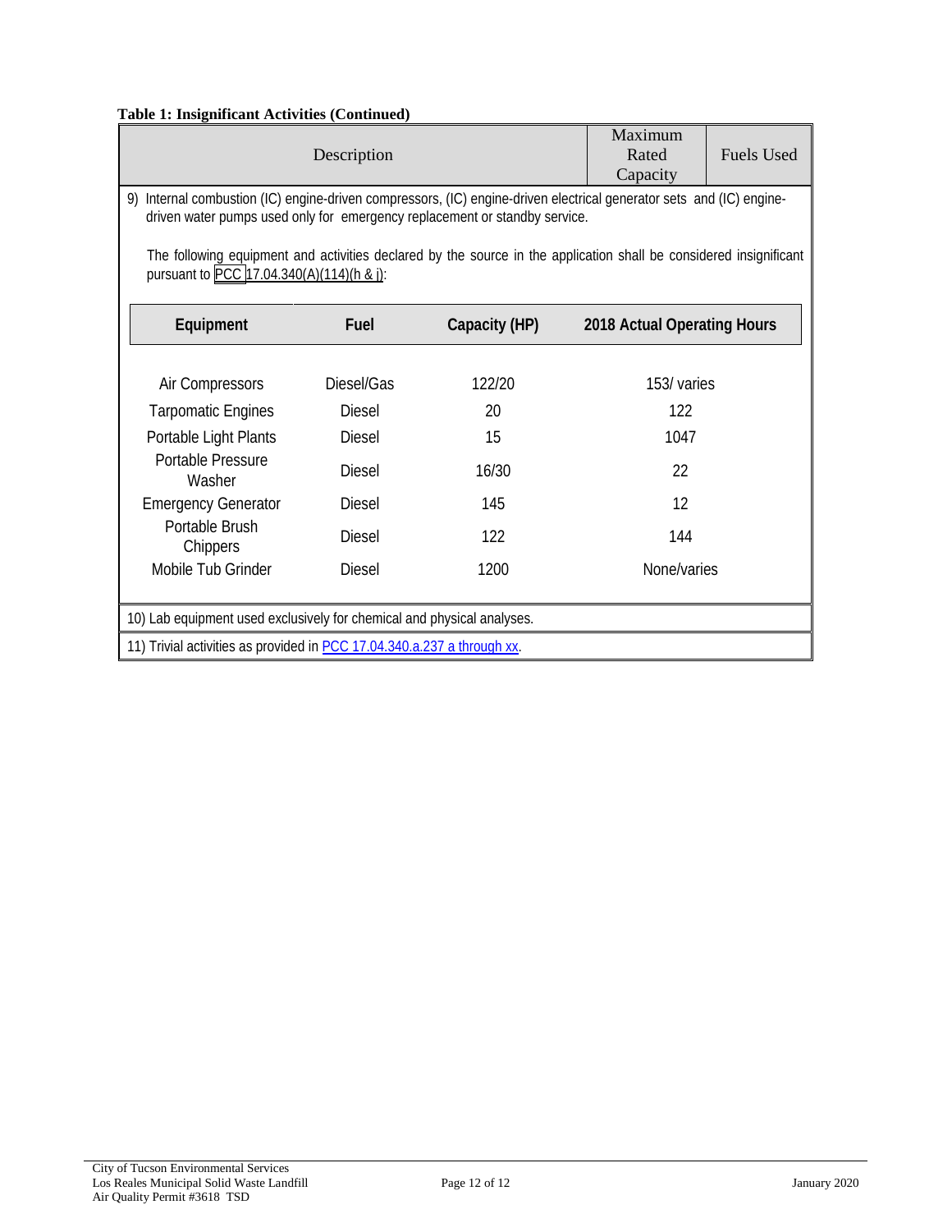**Table 1: Insignificant Activities (Continued)**

| Description | Maximum Rated Capacity | Fuels Used |
|---|---|---|
| 9) Internal combustion (IC) engine-driven compressors, (IC) engine-driven electrical generator sets and (IC) engine-driven water pumps used only for emergency replacement or standby service.<br><br>The following equipment and activities declared by the source in the application shall be considered insignificant pursuant to PCC 17.04.340(A)(114)(h & j): | | |

| Equipment | Fuel | Capacity (HP) | 2018 Actual Operating Hours |
|---|---|---|---|
| Air Compressors | Diesel/Gas | 122/20 | 153/ varies |
| Tarpomatic Engines | Diesel | 20 | 122 |
| Portable Light Plants | Diesel | 15 | 1047 |
| Portable Pressure Washer | Diesel | 16/30 | 22 |
| Emergency Generator | Diesel | 145 | 12 |
| Portable Brush Chippers | Diesel | 122 | 144 |
| Mobile Tub Grinder | Diesel | 1200 | None/varies |

| Description | Maximum Rated Capacity | Fuels Used |
|---|---|---|
| 10) Lab equipment used exclusively for chemical and physical analyses. | | |
| 11) Trivial activities as provided in PCC 17.04.340.a.237 a through xx. | | |